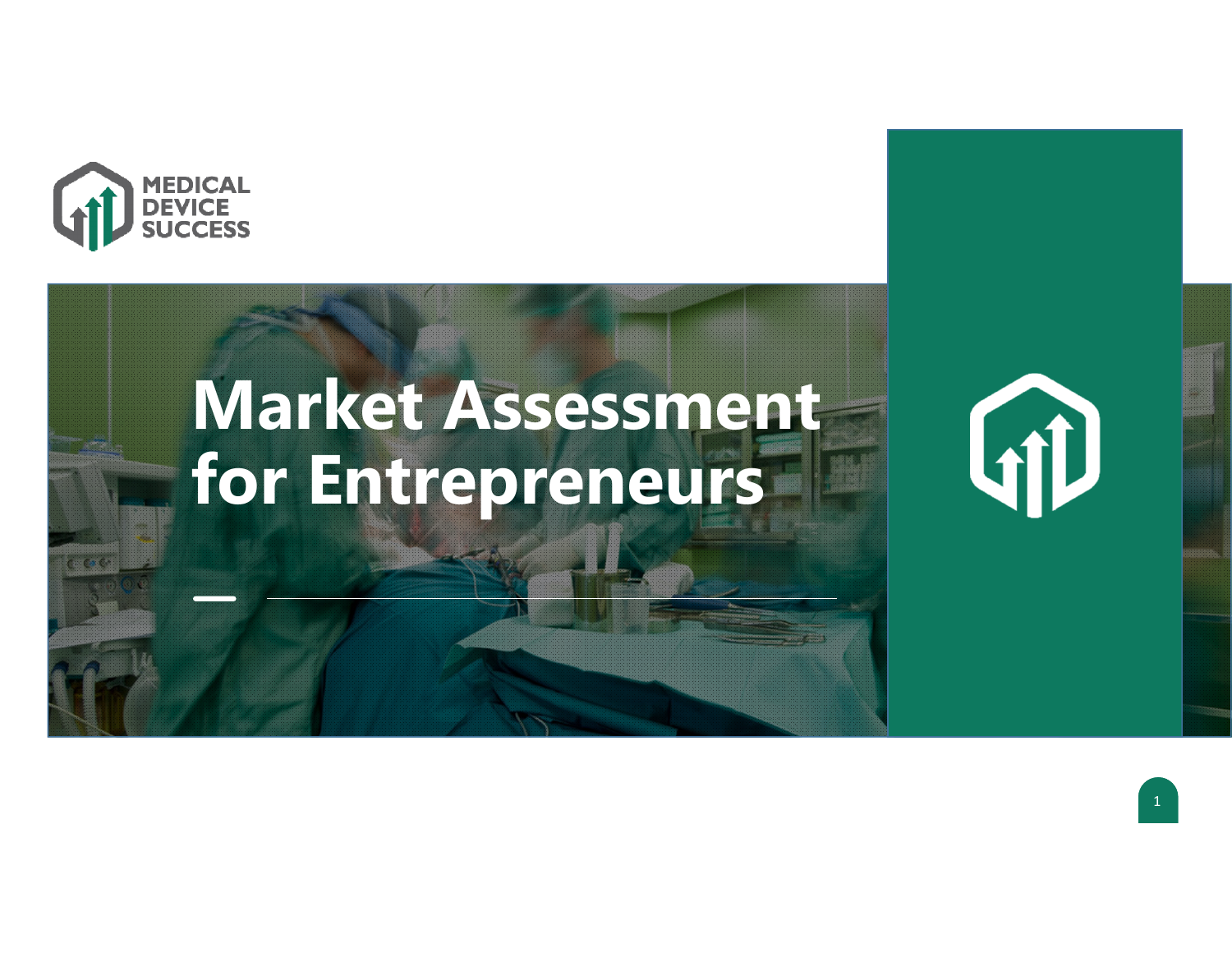MEDICAL DEVICE SUCCESS

# Market Assessment for Entrepreneurs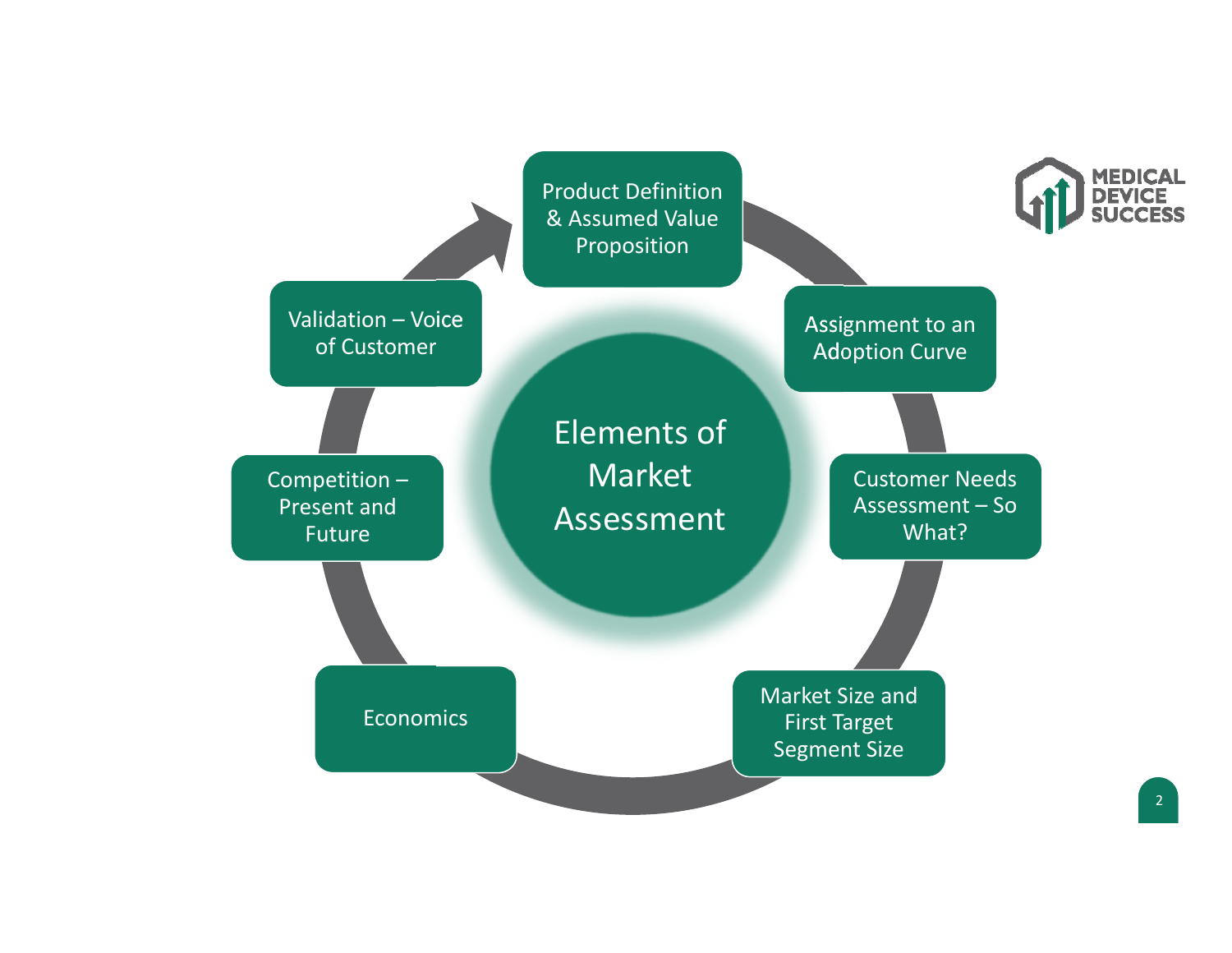# Elements of Market Assessment

- Product Definition & Assumed Value Proposition
- Assignment to an Adoption Curve
- Customer Needs Assessment – So What?
- Market Size and First Target Segment Size
- Economics
- Competition – Present and Future
- Validation – Voice of Customer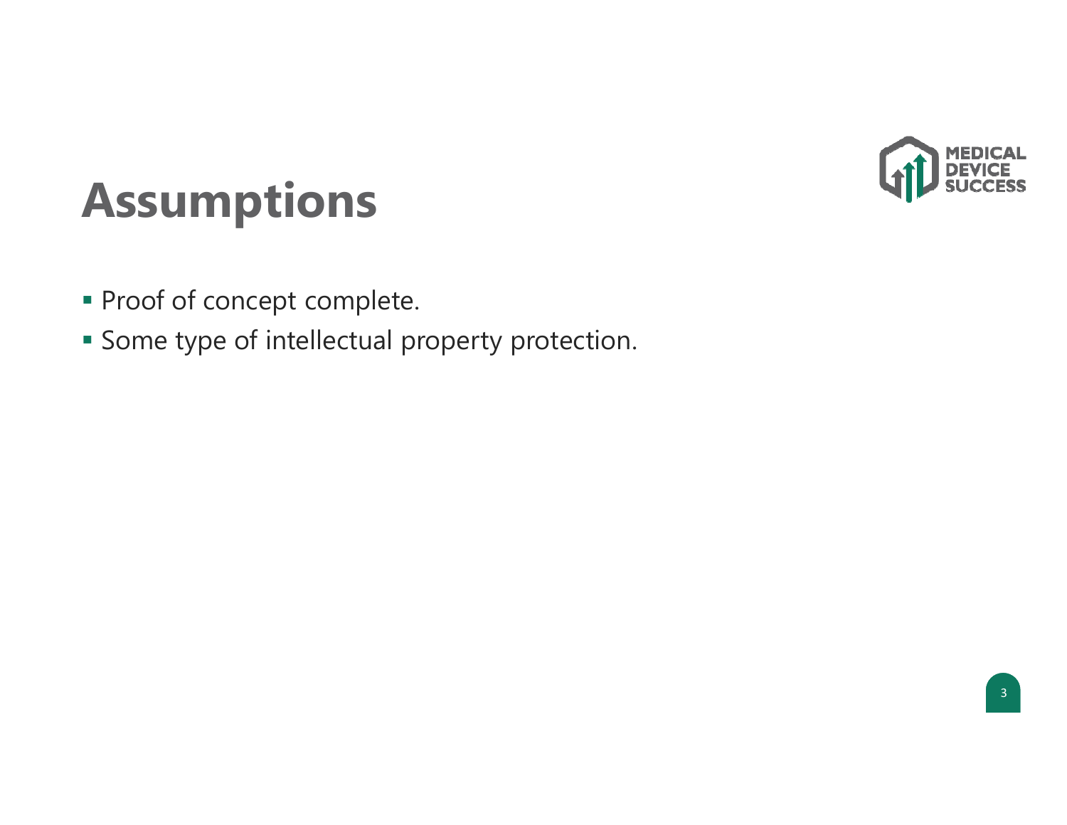# Assumptions

- Proof of concept complete.
- Some type of intellectual property protection.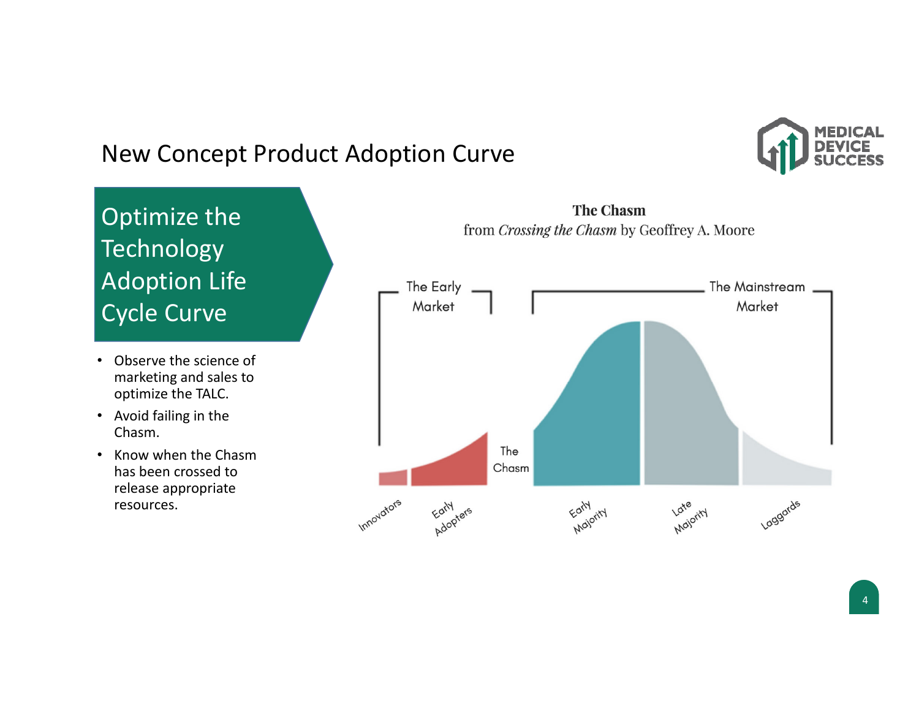# New Concept Product Adoption Curve

## Optimize the Technology Adoption Life Cycle Curve

- Observe the science of marketing and sales to optimize the TALC.
- Avoid failing in the Chasm.
- Know when the Chasm has been crossed to release appropriate resources.

**The Chasm**
from *Crossing the Chasm* by Geoffrey A. Moore

The Early Market | The Chasm | The Mainstream Market

Innovators | Early Adopters | Early Majority | Late Majority | Laggards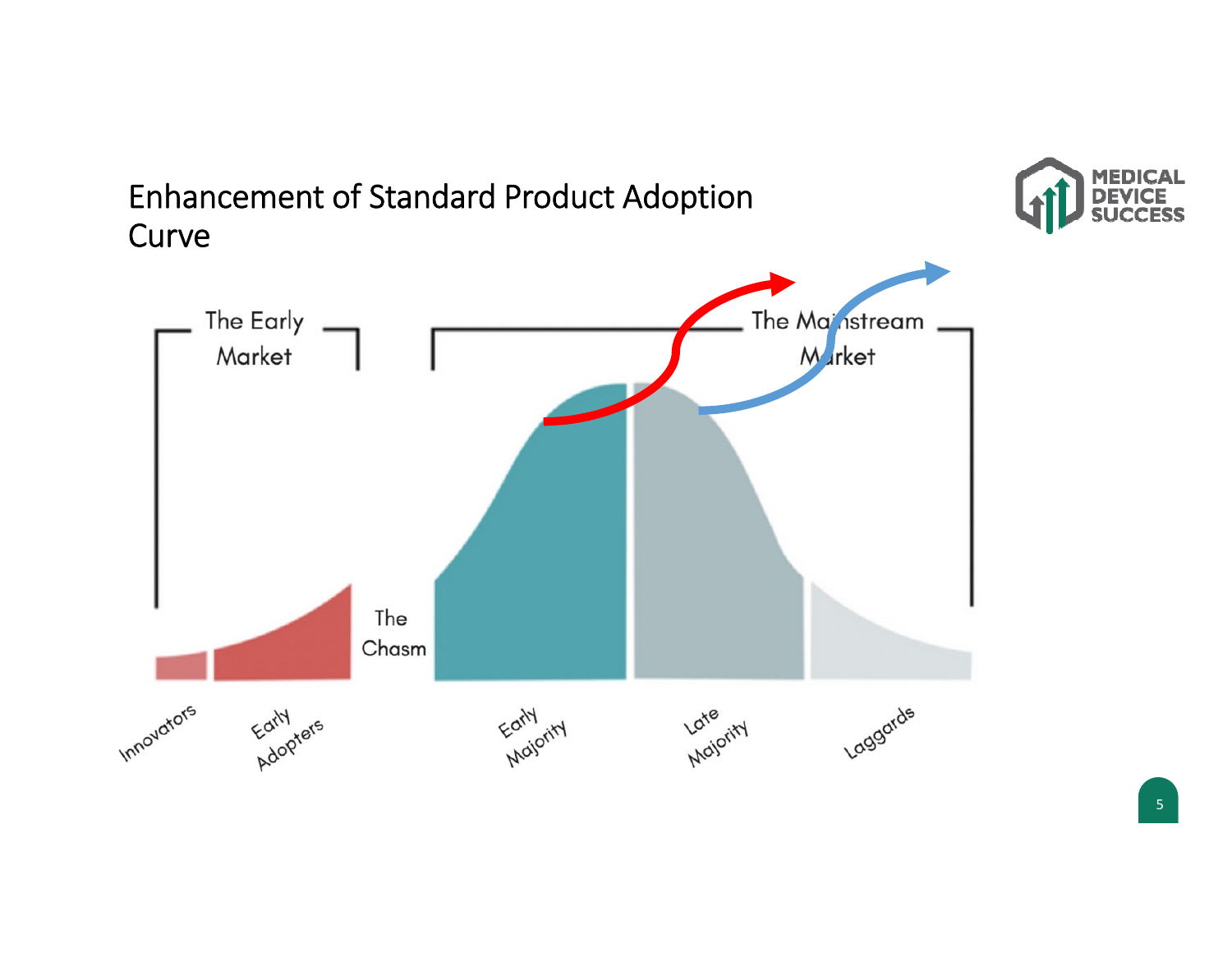# Enhancement of Standard Product Adoption Curve

The Early Market

The Mainstream Market

The Chasm

Innovators

Early Adopters

Early Majority

Late Majority

Laggards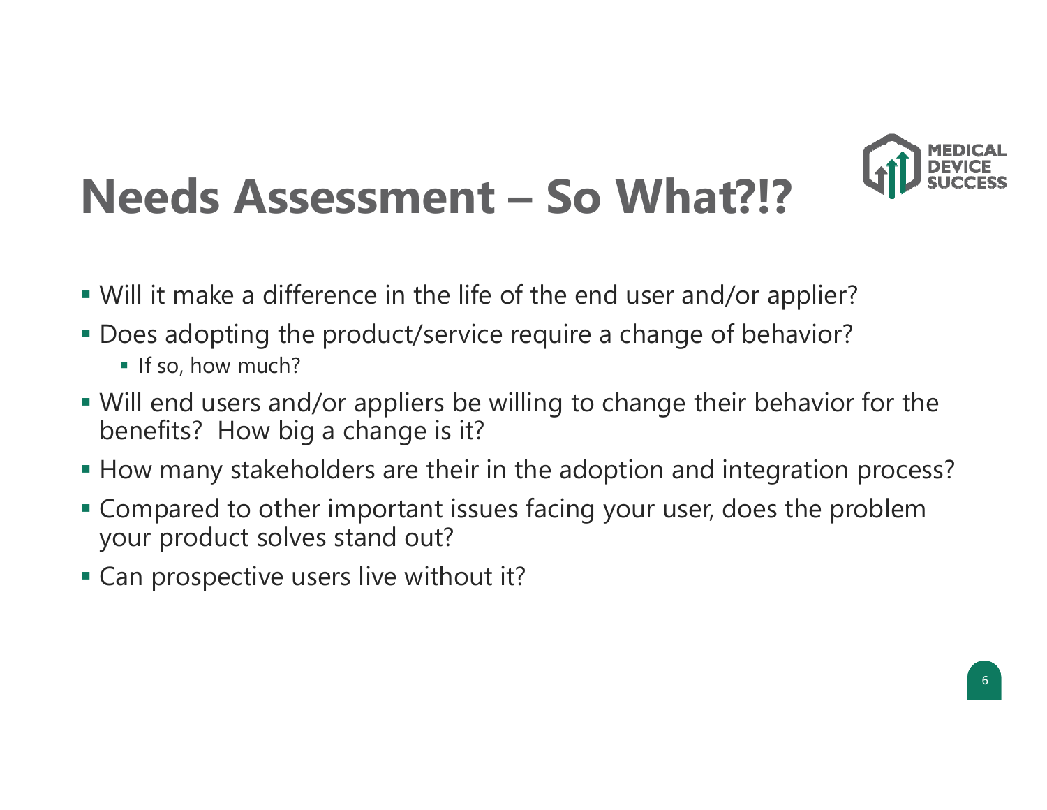# Needs Assessment – So What?!?

- Will it make a difference in the life of the end user and/or applier?
- Does adopting the product/service require a change of behavior?
  - If so, how much?
- Will end users and/or appliers be willing to change their behavior for the benefits? How big a change is it?
- How many stakeholders are their in the adoption and integration process?
- Compared to other important issues facing your user, does the problem your product solves stand out?
- Can prospective users live without it?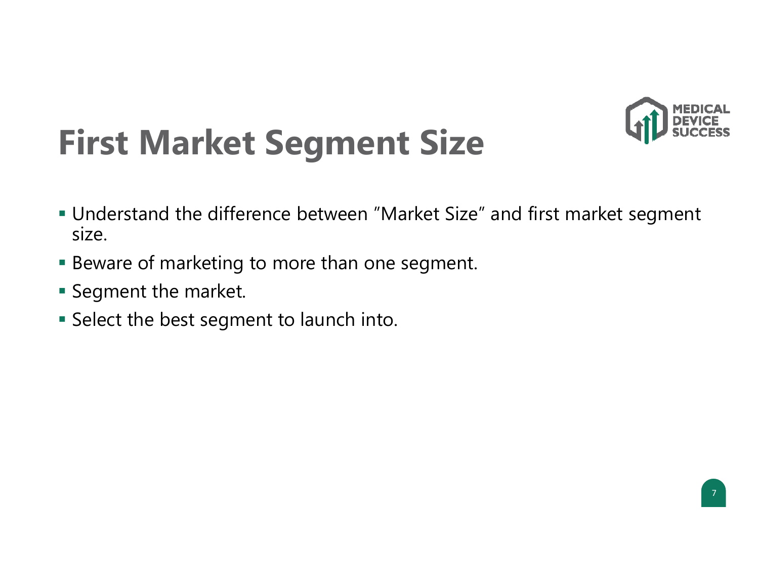# First Market Segment Size

- Understand the difference between "Market Size" and first market segment size.
- Beware of marketing to more than one segment.
- Segment the market.
- Select the best segment to launch into.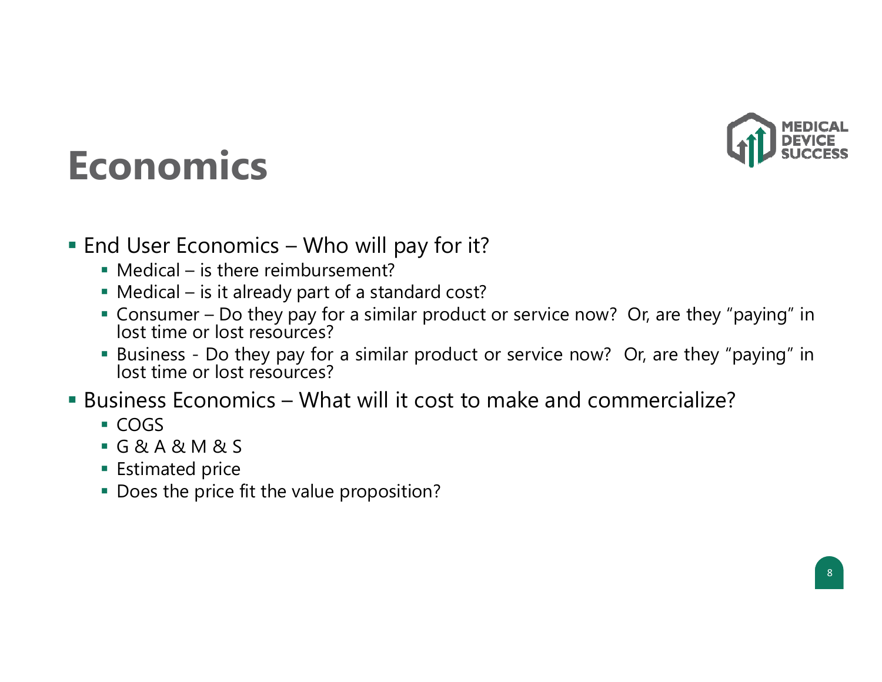# Economics

- End User Economics – Who will pay for it?
  - Medical – is there reimbursement?
  - Medical – is it already part of a standard cost?
  - Consumer – Do they pay for a similar product or service now? Or, are they "paying" in lost time or lost resources?
  - Business - Do they pay for a similar product or service now? Or, are they "paying" in lost time or lost resources?
- Business Economics – What will it cost to make and commercialize?
  - COGS
  - G & A & M & S
  - Estimated price
  - Does the price fit the value proposition?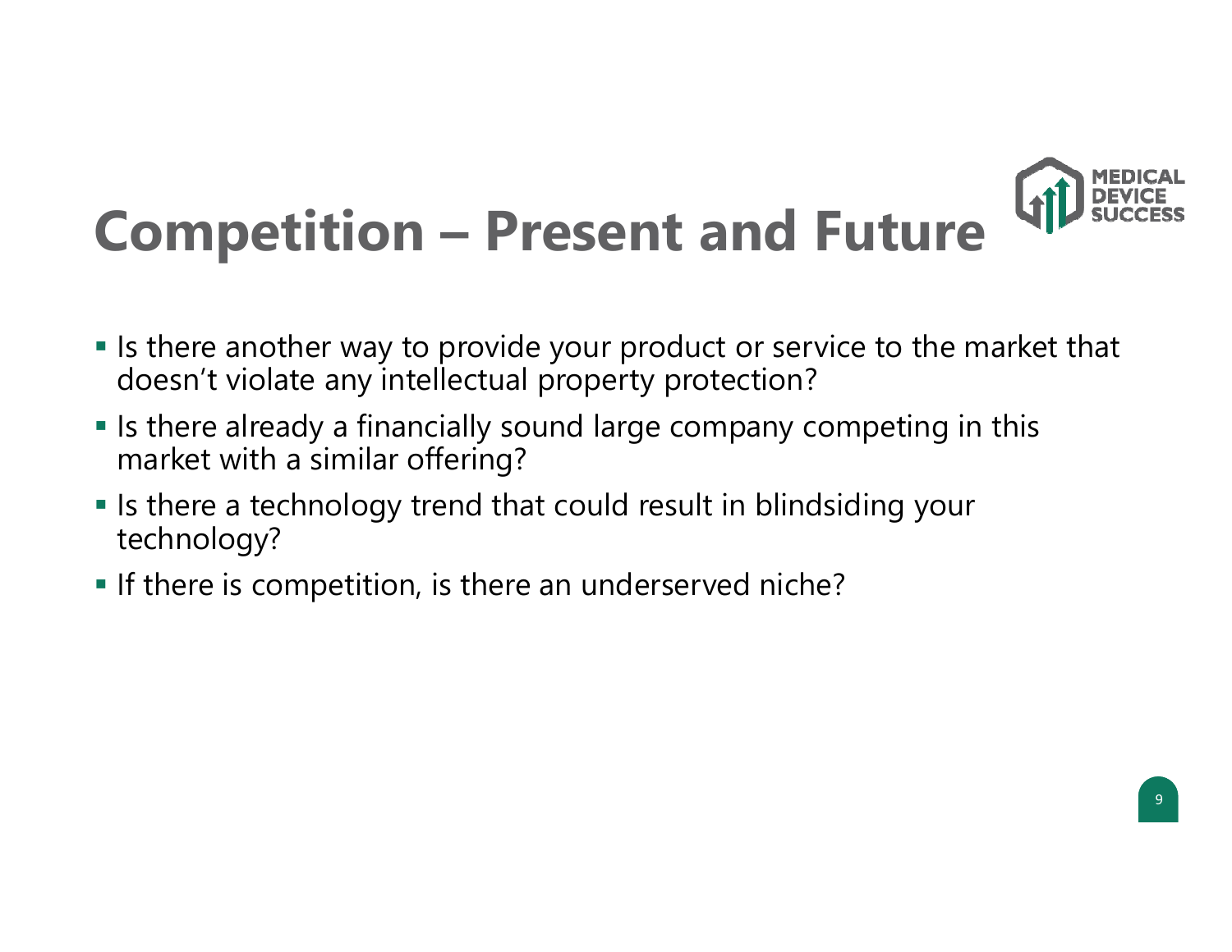# Competition – Present and Future

- Is there another way to provide your product or service to the market that doesn't violate any intellectual property protection?
- Is there already a financially sound large company competing in this market with a similar offering?
- Is there a technology trend that could result in blindsiding your technology?
- If there is competition, is there an underserved niche?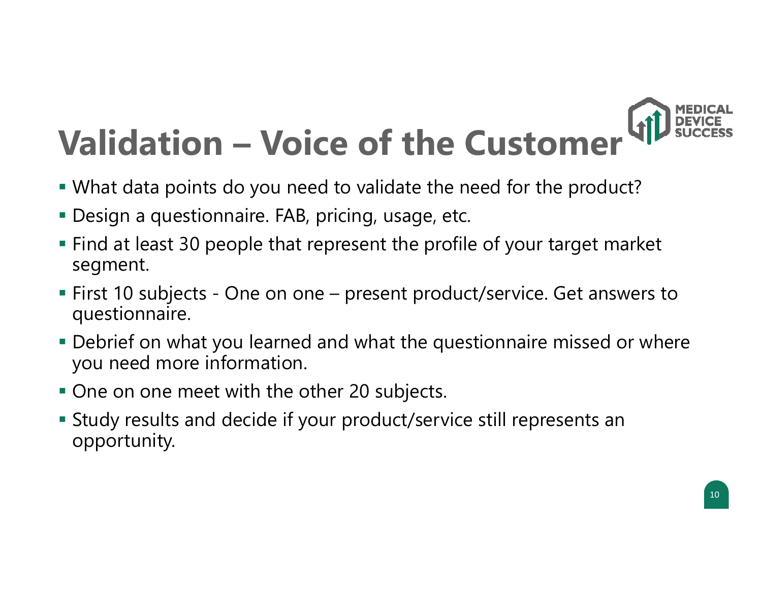# Validation – Voice of the Customer

- What data points do you need to validate the need for the product?
- Design a questionnaire. FAB, pricing, usage, etc.
- Find at least 30 people that represent the profile of your target market segment.
- First 10 subjects - One on one – present product/service. Get answers to questionnaire.
- Debrief on what you learned and what the questionnaire missed or where you need more information.
- One on one meet with the other 20 subjects.
- Study results and decide if your product/service still represents an opportunity.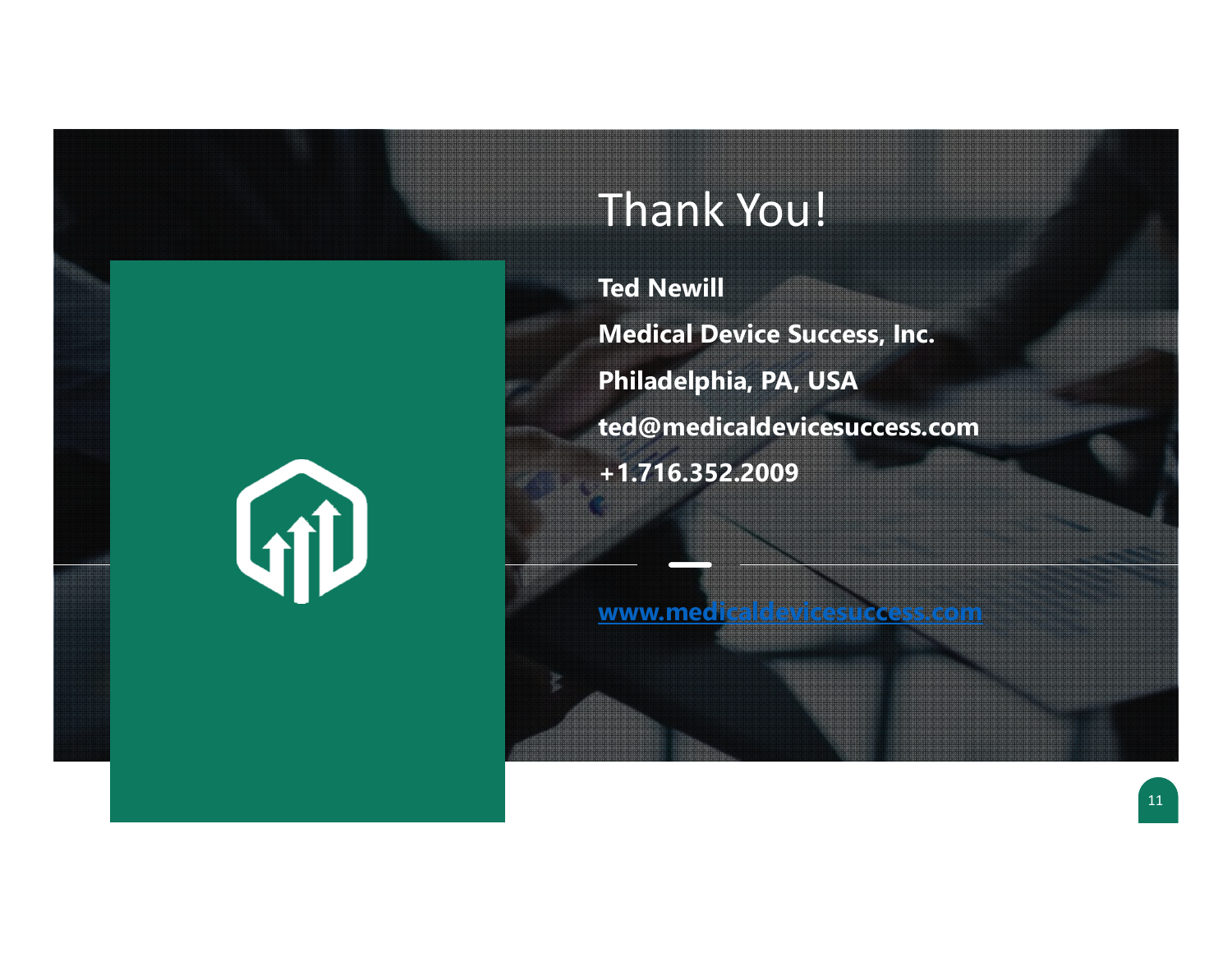# Thank You!

**Ted Newill**

**Medical Device Success, Inc.**

**Philadelphia, PA, USA**

**ted@medicaldevicesuccess.com**

**+1.716.352.2009**

**www.medicaldevicesuccess.com**